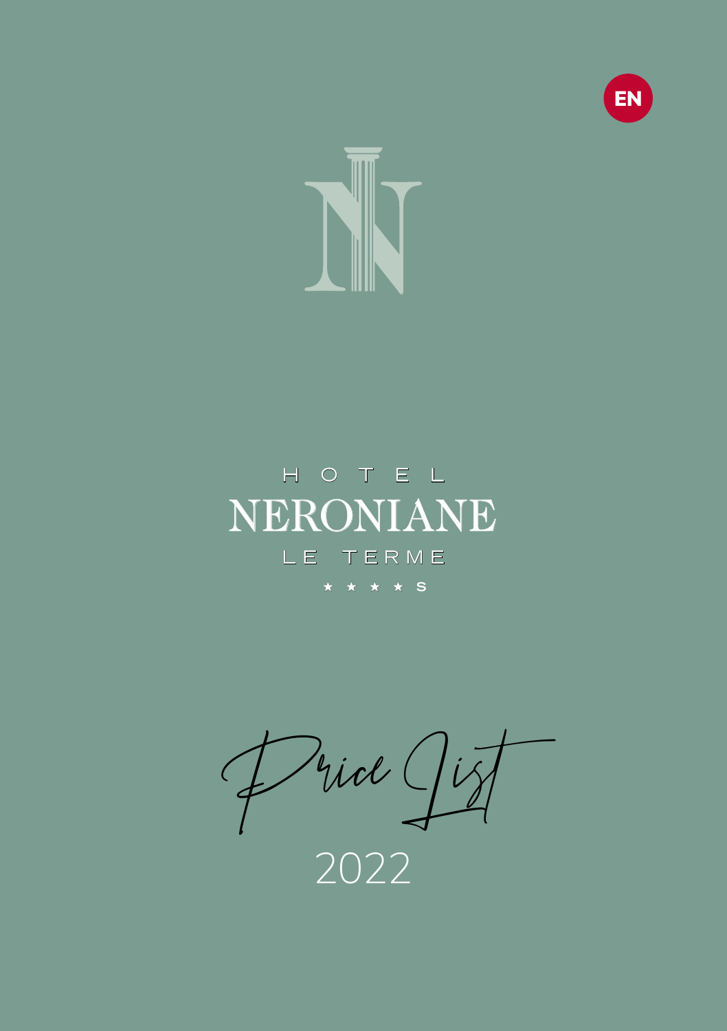EN

HOTEL

# NERONIANE

LE TERME

★ ★ ★ ★ S

## Price List

2022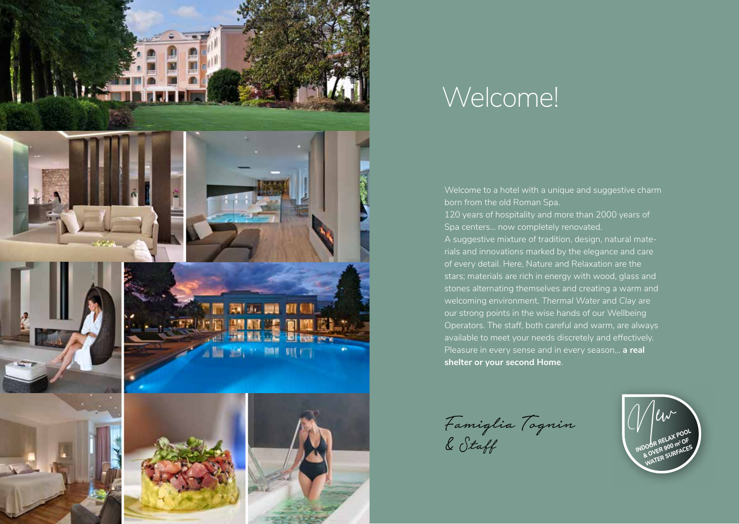# Welcome!

Welcome to a hotel with a unique and suggestive charm born from the old Roman Spa.
120 years of hospitality and more than 2000 years of Spa centers... now completely renovated.
A suggestive mixture of tradition, design, natural materials and innovations marked by the elegance and care of every detail. Here, Nature and Relaxation are the stars; materials are rich in energy with wood, glass and stones alternating themselves and creating a warm and welcoming environment. *Thermal Water* and *Clay* are our strong points in the wise hands of our Wellbeing Operators. The staff, both careful and warm, are always available to meet your needs discretely and effectively. Pleasure in every sense and in every season... **a real shelter or your second Home**.

*Famiglia Tognin*
*& Staff*

New
**INDOOR RELAX POOL & OVER 900 m² OF WATER SURFACES**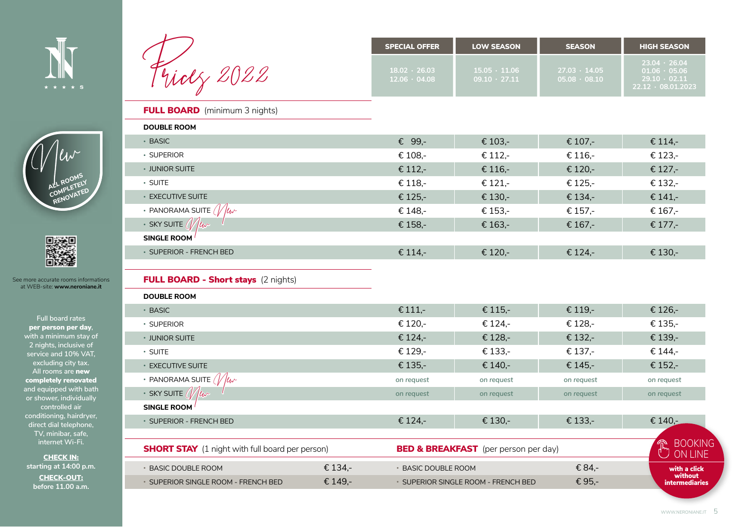# Prices 2022

|  | SPECIAL OFFER | LOW SEASON | SEASON | HIGH SEASON |
|---|---|---|---|---|
|  | 18.02 · 26.03<br>12.06 · 04.08 | 15.05 · 11.06<br>09.10 · 27.11 | 27.03 · 14.05<br>05.08 · 08.10 | 23.04 · 26.04<br>01.06 · 05.06<br>29.10 · 02.11<br>22.12 · 08.01.2023 |
| **FULL BOARD** (minimum 3 nights) | | | | |
| **DOUBLE ROOM** | | | | |
| • BASIC | € 99,- | € 103,- | € 107,- | € 114,- |
| • SUPERIOR | € 108,- | € 112,- | € 116,- | € 123,- |
| • JUNIOR SUITE | € 112,- | € 116,- | € 120,- | € 127,- |
| • SUITE | € 118,- | € 121,- | € 125,- | € 132,- |
| • EXECUTIVE SUITE | € 125,- | € 130,- | € 134,- | € 141,- |
| • PANORAMA SUITE *New* | € 148,- | € 153,- | € 157,- | € 167,- |
| • SKY SUITE *New* | € 158,- | € 163,- | € 167,- | € 177,- |
| **SINGLE ROOM** | | | | |
| • SUPERIOR - FRENCH BED | € 114,- | € 120,- | € 124,- | € 130,- |
| **FULL BOARD - Short stays** (2 nights) | | | | |
| **DOUBLE ROOM** | | | | |
| • BASIC | € 111,- | € 115,- | € 119,- | € 126,- |
| • SUPERIOR | € 120,- | € 124,- | € 128,- | € 135,- |
| • JUNIOR SUITE | € 124,- | € 128,- | € 132,- | € 139,- |
| • SUITE | € 129,- | € 133,- | € 137,- | € 144,- |
| • EXECUTIVE SUITE | € 135,- | € 140,- | € 145,- | € 152,- |
| • PANORAMA SUITE *New* | on request | on request | on request | on request |
| • SKY SUITE *New* | on request | on request | on request | on request |
| **SINGLE ROOM** | | | | |
| • SUPERIOR - FRENCH BED | € 124,- | € 130,- | € 133,- | € 140,- |

| **SHORT STAY** (1 night with full board per person) | |
|---|---|
| • BASIC DOUBLE ROOM | € 134,- |
| • SUPERIOR SINGLE ROOM - FRENCH BED | € 149,- |

| **BED & BREAKFAST** (per person per day) | |
|---|---|
| • BASIC DOUBLE ROOM | € 84,- |
| • SUPERIOR SINGLE ROOM - FRENCH BED | € 95,- |

BOOKING ON LINE
**with a click without intermediaries**

*New* ALL ROOMS COMPLETELY RENOVATED

See more accurate rooms informations at WEB-site: **www.neroniane.it**

Full board rates **per person per day**, with a minimum stay of 2 nights, inclusive of service and 10% VAT, excluding city tax. All rooms are **new completely renovated** and equipped with bath or shower, individually controlled air conditioning, hairdryer, direct dial telephone, TV, minibar, safe, internet Wi-Fi.

**CHECK IN:**
**starting at 14:00 p.m.**

**CHECK-OUT:**
**before 11.00 a.m.**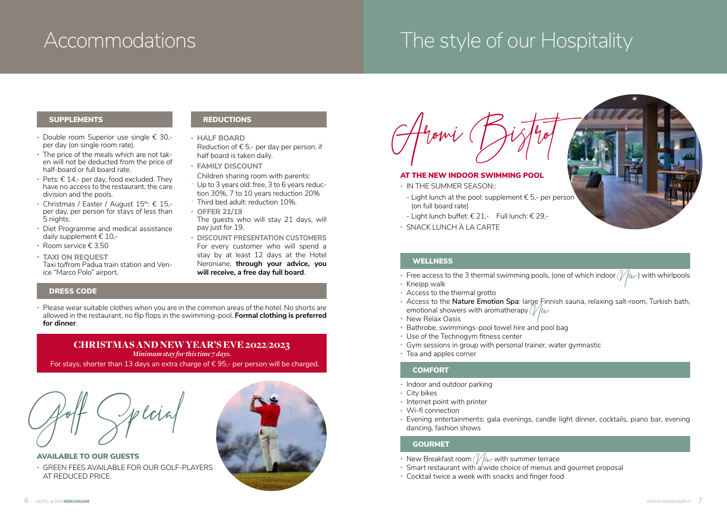# Accommodations

### SUPPLEMENTS

- Double room Superior use single € 30,- per day (on single room rate).
- The price of the meals which are not taken will not be deducted from the price of half-board or full board rate.
- Pets: € 14,- per day, food excluded. They have no access to the restaurant, the care division and the pools.
- Christmas / Easter / August 15th: € 15,- per day, per person for stays of less than 5 nights.
- Diet Programme and medical assistance daily supplement € 10,-
- Room service € 3,50
- **TAXI ON REQUEST**
  Taxi to/from Padua train station and Venice "Marco Polo" airport.

### REDUCTIONS

- **HALF BOARD**
  Reduction of € 5,- per day per person, if half board is taken daily.
- **FAMILY DISCOUNT**
  Children sharing room with parents:
  - Up to 3 years old: free, 3 to 6 years reduction 30%, 7 to 10 years reduction 20%
  - Third bed adult: reduction 10%.
- **OFFER 21/19**
  The guests who will stay 21 days, will pay just for 19.
- **DISCOUNT PRESENTATION CUSTOMERS**
  For every customer who will spend a stay by at least 12 days at the Hotel Neroniane, **through your advice, you will receive, a free day full board**.

### DRESS CODE

- Please wear suitable clothes when you are in the common areas of the hotel. No shorts are allowed in the restaurant, no flip flops in the swimming-pool. **Formal clothing is preferred for dinner**.

### CHRISTMAS AND NEW YEAR'S EVE 2022/2023

*Minimum stay for this time 7 days.*

For stays, shorter than 13 days an extra charge of € 95,- per person will be charged.

## Golf Special

**AVAILABLE TO OUR GUESTS**

- GREEN FEES AVAILABLE FOR OUR GOLF-PLAYERS AT REDUCED PRICE.

# The style of our Hospitality

## Aromi Bistrot

**AT THE NEW INDOOR SWIMMING POOL**

- IN THE SUMMER SEASON::
  - Light lunch at the pool: supplement € 5,- per person (on full board rate)
  - Light lunch buffet: € 21,- Full lunch: € 29,-
- SNACK LUNCH À LA CARTE

### WELLNESS

- Free access to the 3 thermal swimming pools, (one of which indoor *New*) with whirlpools
- Kneipp walk
- Access to the thermal grotto
- Access to the ***Nature Emotion Spa***: large Finnish sauna, relaxing salt-room, Turkish bath, emotional showers with aromatherapy *New*
- New Relax Oasis
- Bathrobe, swimmings-pool towel hire and pool bag
- Use of the Technogym fitness center
- Gym sessions in group with personal trainer, water gymnastic
- Tea and apples corner

### COMFORT

- Indoor and outdoor parking
- City bikes
- Internet point with printer
- Wi-fi connection
- Evening entertainments: gala evenings, candle light dinner, cocktails, piano bar, evening dancing, fashion shows

### GOURMET

- New Breakfast room *New* with summer terrace
- Smart restaurant with a wide choice of menus and gourmet proposal
- Cocktail twice a week with snacks and finger food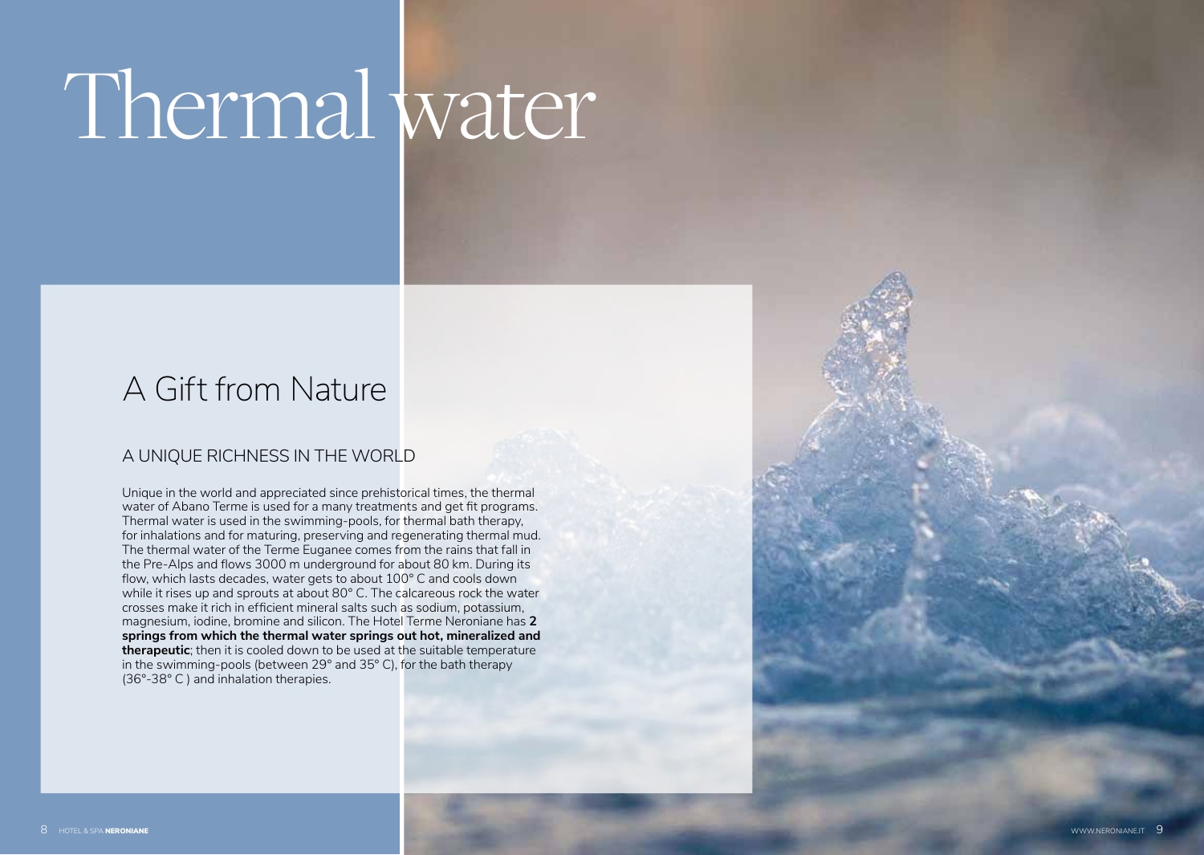# Thermal water

## A Gift from Nature

### A UNIQUE RICHNESS IN THE WORLD

Unique in the world and appreciated since prehistorical times, the thermal water of Abano Terme is used for a many treatments and get fit programs. Thermal water is used in the swimming-pools, for thermal bath therapy, for inhalations and for maturing, preserving and regenerating thermal mud. The thermal water of the Terme Euganee comes from the rains that fall in the Pre-Alps and flows 3000 m underground for about 80 km. During its flow, which lasts decades, water gets to about 100° C and cools down while it rises up and sprouts at about 80° C. The calcareous rock the water crosses make it rich in efficient mineral salts such as sodium, potassium, magnesium, iodine, bromine and silicon. The Hotel Terme Neroniane has **2 springs from which the thermal water springs out hot, mineralized and therapeutic**; then it is cooled down to be used at the suitable temperature in the swimming-pools (between 29° and 35° C), for the bath therapy (36°-38° C ) and inhalation therapies.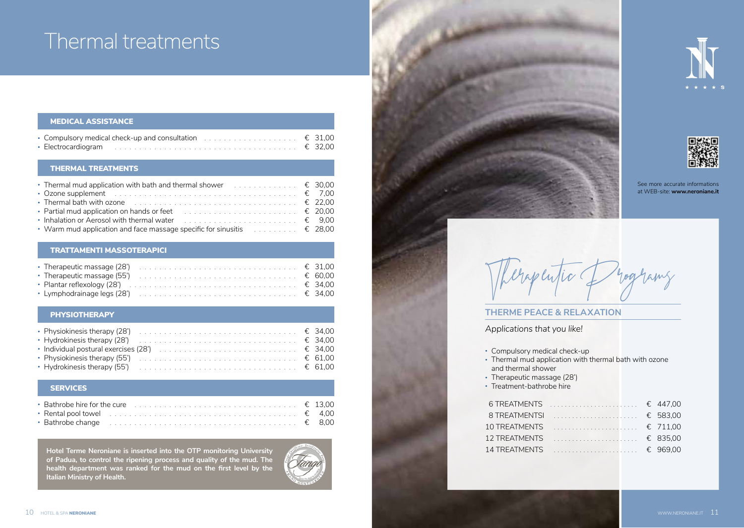# Thermal treatments

## MEDICAL ASSISTANCE

| Treatment | Price |
|---|---|
| Compulsory medical check-up and consultation | € 31,00 |
| Electrocardiogram | € 32,00 |

## THERMAL TREATMENTS

| Treatment | Price |
|---|---|
| Thermal mud application with bath and thermal shower | € 30,00 |
| Ozone supplement | € 7,00 |
| Thermal bath with ozone | € 22,00 |
| Partial mud application on hands or feet | € 20,00 |
| Inhalation or Aerosol with thermal water | € 9,00 |
| Warm mud application and face massage specific for sinusitis | € 28,00 |

## TRATTAMENTI MASSOTERAPICI

| Treatment | Price |
|---|---|
| Therapeutic massage (28') | € 31,00 |
| Therapeutic massage (55') | € 60,00 |
| Plantar reflexology (28') | € 34,00 |
| Lymphodrainage legs (28') | € 34,00 |

## PHYSIOTHERAPY

| Treatment | Price |
|---|---|
| Physiokinesis therapy (28') | € 34,00 |
| Hydrokinesis therapy (28') | € 34,00 |
| Individual postural exercises (28') | € 34,00 |
| Physiokinesis therapy (55') | € 61,00 |
| Hydrokinesis therapy (55') | € 61,00 |

## SERVICES

| Service | Price |
|---|---|
| Bathrobe hire for the cure | € 13,00 |
| Rental pool towel | € 4,00 |
| Bathrobe change | € 8,00 |

**Hotel Terme Neroniane is inserted into the OTP monitoring University of Padua, to control the ripening process and quality of the mud. The health department was ranked for the mud on the first level by the Italian Ministry of Health.**

See more accurate informations at WEB-site: **www.neroniane.it**

# Therapeutic Programs

## THERME PEACE & RELAXATION

*Applications that you like!*

- Compulsory medical check-up
- Thermal mud application with thermal bath with ozone and thermal shower
- Therapeutic massage (28')
- Treatment-bathrobe hire

| Program | Price |
|---|---|
| 6 TREATMENTS | € 447,00 |
| 8 TREATMENTSI | € 583,00 |
| 10 TREATMENTS | € 711,00 |
| 12 TREATMENTS | € 835,00 |
| 14 TREATMENTS | € 969,00 |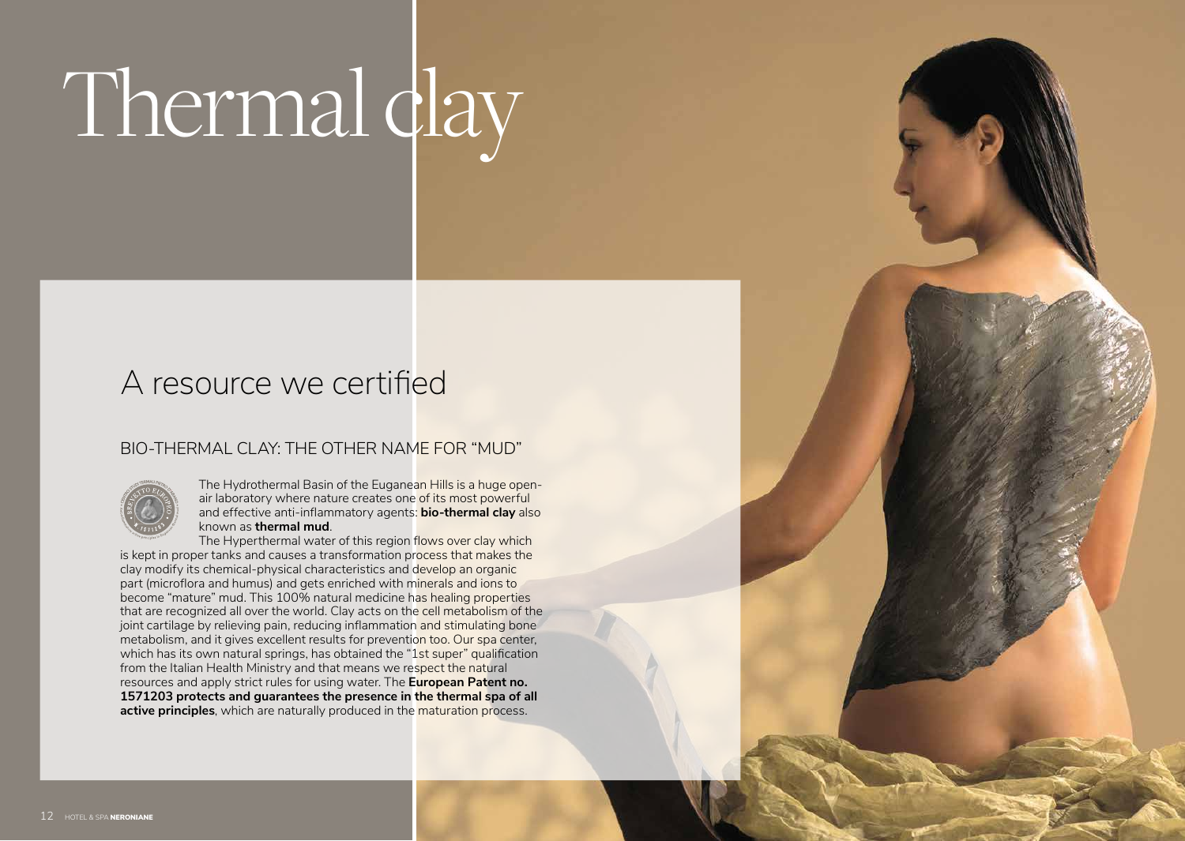# Thermal clay

## A resource we certified

### BIO-THERMAL CLAY: THE OTHER NAME FOR "MUD"

The Hydrothermal Basin of the Euganean Hills is a huge open-air laboratory where nature creates one of its most powerful and effective anti-inflammatory agents: **bio-thermal clay** also known as **thermal mud**.

The Hyperthermal water of this region flows over clay which is kept in proper tanks and causes a transformation process that makes the clay modify its chemical-physical characteristics and develop an organic part (microflora and humus) and gets enriched with minerals and ions to become "mature" mud. This 100% natural medicine has healing properties that are recognized all over the world. Clay acts on the cell metabolism of the joint cartilage by relieving pain, reducing inflammation and stimulating bone metabolism, and it gives excellent results for prevention too. Our spa center, which has its own natural springs, has obtained the "1st super" qualification from the Italian Health Ministry and that means we respect the natural resources and apply strict rules for using water. The **European Patent no. 1571203 protects and guarantees the presence in the thermal spa of all active principles**, which are naturally produced in the maturation process.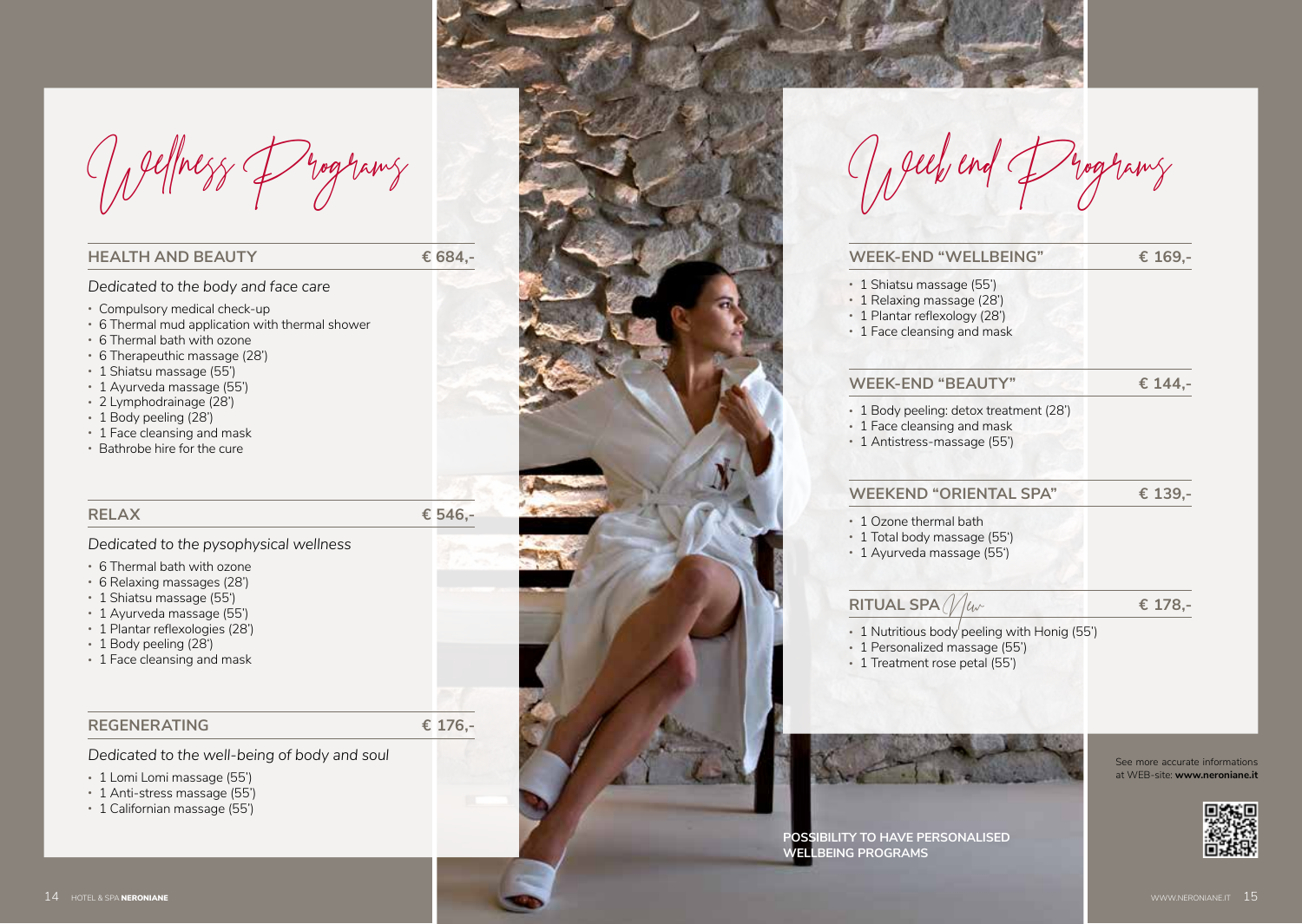# Wellness Programs

## HEALTH AND BEAUTY € 684,-

*Dedicated to the body and face care*

- Compulsory medical check-up
- 6 Thermal mud application with thermal shower
- 6 Thermal bath with ozone
- 6 Therapeutic massage (28')
- 1 Shiatsu massage (55')
- 1 Ayurveda massage (55')
- 2 Lymphodrainage (28')
- 1 Body peeling (28')
- 1 Face cleansing and mask
- Bathrobe hire for the cure

## RELAX € 546,-

*Dedicated to the pysophysical wellness*

- 6 Thermal bath with ozone
- 6 Relaxing massages (28')
- 1 Shiatsu massage (55')
- 1 Ayurveda massage (55')
- 1 Plantar reflexologies (28')
- 1 Body peeling (28')
- 1 Face cleansing and mask

## REGENERATING € 176,-

*Dedicated to the well-being of body and soul*

- 1 Lomi Lomi massage (55')
- 1 Anti-stress massage (55')
- 1 Californian massage (55')

# Week end Programs

## WEEK-END "WELLBEING" € 169,-

- 1 Shiatsu massage (55')
- 1 Relaxing massage (28')
- 1 Plantar reflexology (28')
- 1 Face cleansing and mask

## WEEK-END "BEAUTY" € 144,-

- 1 Body peeling: detox treatment (28')
- 1 Face cleansing and mask
- 1 Antistress-massage (55')

## WEEKEND "ORIENTAL SPA" € 139,-

- 1 Ozone thermal bath
- 1 Total body massage (55')
- 1 Ayurveda massage (55')

## RITUAL SPA *New* € 178,-

- 1 Nutritious body peeling with Honig (55')
- 1 Personalized massage (55')
- 1 Treatment rose petal (55')

**POSSIBILITY TO HAVE PERSONALISED WELLBEING PROGRAMS**

See more accurate informations at WEB-site: **www.neroniane.it**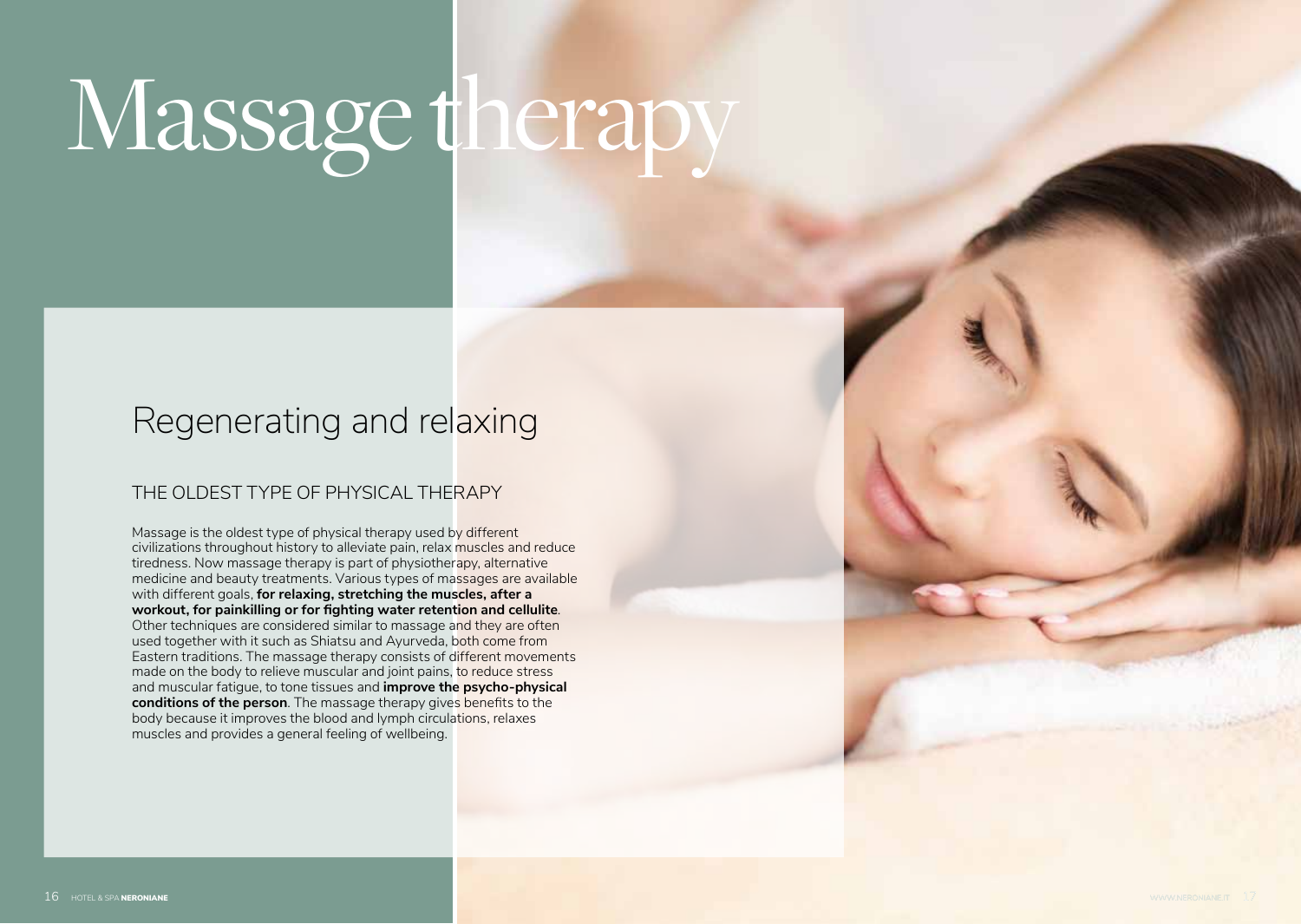# Massage therapy

## Regenerating and relaxing

### THE OLDEST TYPE OF PHYSICAL THERAPY

Massage is the oldest type of physical therapy used by different civilizations throughout history to alleviate pain, relax muscles and reduce tiredness. Now massage therapy is part of physiotherapy, alternative medicine and beauty treatments. Various types of massages are available with different goals, **for relaxing, stretching the muscles, after a workout, for painkilling or for fighting water retention and cellulite**. Other techniques are considered similar to massage and they are often used together with it such as Shiatsu and Ayurveda, both come from Eastern traditions. The massage therapy consists of different movements made on the body to relieve muscular and joint pains, to reduce stress and muscular fatigue, to tone tissues and **improve the psycho-physical conditions of the person**. The massage therapy gives benefits to the body because it improves the blood and lymph circulations, relaxes muscles and provides a general feeling of wellbeing.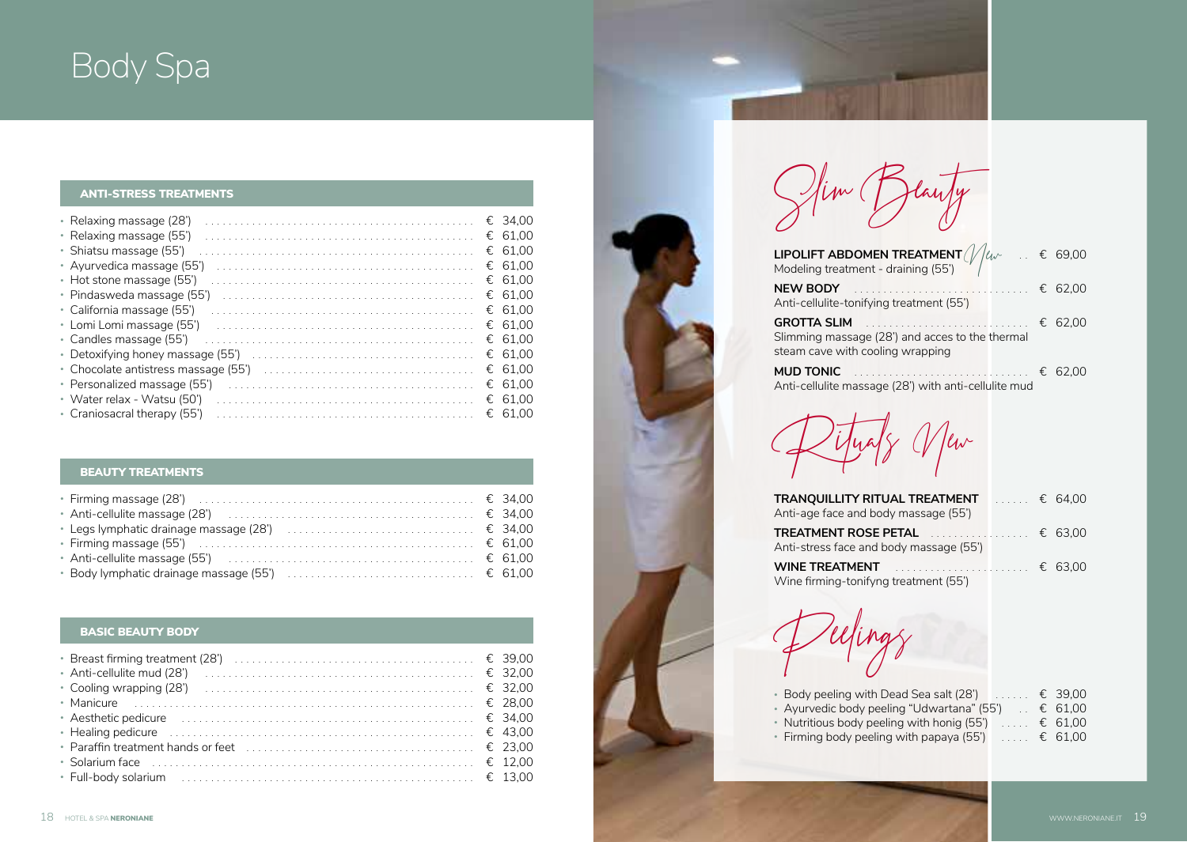# Body Spa

## ANTI-STRESS TREATMENTS

| Treatment | Price |
|---|---|
| Relaxing massage (28') | € 34,00 |
| Relaxing massage (55') | € 61,00 |
| Shiatsu massage (55') | € 61,00 |
| Ayurvedica massage (55') | € 61,00 |
| Hot stone massage (55') | € 61,00 |
| Pindasweda massage (55') | € 61,00 |
| California massage (55') | € 61,00 |
| Lomi Lomi massage (55') | € 61,00 |
| Candles massage (55') | € 61,00 |
| Detoxifying honey massage (55') | € 61,00 |
| Chocolate antistress massage (55') | € 61,00 |
| Personalized massage (55') | € 61,00 |
| Water relax - Watsu (50') | € 61,00 |
| Craniosacral therapy (55') | € 61,00 |

## BEAUTY TREATMENTS

| Treatment | Price |
|---|---|
| Firming massage (28') | € 34,00 |
| Anti-cellulite massage (28') | € 34,00 |
| Legs lymphatic drainage massage (28') | € 34,00 |
| Firming massage (55') | € 61,00 |
| Anti-cellulite massage (55') | € 61,00 |
| Body lymphatic drainage massage (55') | € 61,00 |

## BASIC BEAUTY BODY

| Treatment | Price |
|---|---|
| Breast firming treatment (28') | € 39,00 |
| Anti-cellulite mud (28') | € 32,00 |
| Cooling wrapping (28') | € 32,00 |
| Manicure | € 28,00 |
| Aesthetic pedicure | € 34,00 |
| Healing pedicure | € 43,00 |
| Paraffin treatment hands or feet | € 23,00 |
| Solarium face | € 12,00 |
| Full-body solarium | € 13,00 |

## Slim Beauty

**LIPOLIFT ABDOMEN TREATMENT** *New* — € 69,00
Modeling treatment - draining (55')

**NEW BODY** — € 62,00
Anti-cellulite-tonifying treatment (55')

**GROTTA SLIM** — € 62,00
Slimming massage (28') and acces to the thermal steam cave with cooling wrapping

**MUD TONIC** — € 62,00
Anti-cellulite massage (28') with anti-cellulite mud

## Rituals New

**TRANQUILLITY RITUAL TREATMENT** — € 64,00
Anti-age face and body massage (55')

**TREATMENT ROSE PETAL** — € 63,00
Anti-stress face and body massage (55')

**WINE TREATMENT** — € 63,00
Wine firming-tonifyng treatment (55')

## Peelings

| Treatment | Price |
|---|---|
| Body peeling with Dead Sea salt (28') | € 39,00 |
| Ayurvedic body peeling "Udwartana" (55') | € 61,00 |
| Nutritious body peeling with honig (55') | € 61,00 |
| Firming body peeling with papaya (55') | € 61,00 |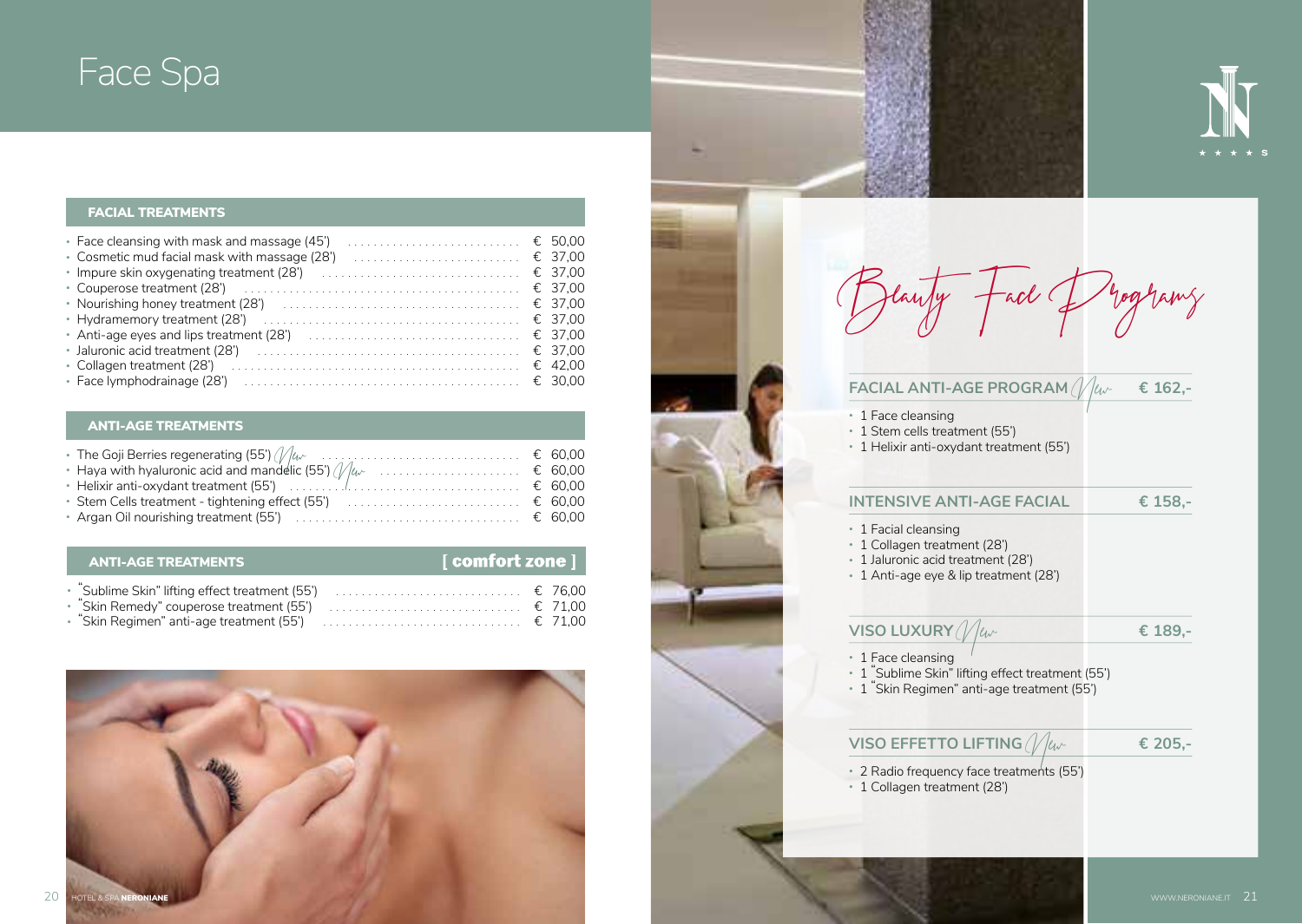# Face Spa

## FACIAL TREATMENTS

| Treatment | Price |
|---|---|
| Face cleansing with mask and massage (45') | € 50,00 |
| Cosmetic mud facial mask with massage (28') | € 37,00 |
| Impure skin oxygenating treatment (28') | € 37,00 |
| Couperose treatment (28') | € 37,00 |
| Nourishing honey treatment (28') | € 37,00 |
| Hydramemory treatment (28') | € 37,00 |
| Anti-age eyes and lips treatment (28') | € 37,00 |
| Jaluronic acid treatment (28') | € 37,00 |
| Collagen treatment (28') | € 42,00 |
| Face lymphodrainage (28') | € 30,00 |

## ANTI-AGE TREATMENTS

| Treatment | Price |
|---|---|
| The Goji Berries regenerating (55') *New* | € 60,00 |
| Haya with hyaluronic acid and mandelic (55') *New* | € 60,00 |
| Helixir anti-oxydant treatment (55') | € 60,00 |
| Stem Cells treatment - tightening effect (55') | € 60,00 |
| Argan Oil nourishing treatment (55') | € 60,00 |

## ANTI-AGE TREATMENTS [ comfort zone ]

| Treatment | Price |
|---|---|
| "Sublime Skin" lifting effect treatment (55') | € 76,00 |
| "Skin Remedy" couperose treatment (55') | € 71,00 |
| "Skin Regimen" anti-age treatment (55') | € 71,00 |

# *Beauty Face Programs*

### FACIAL ANTI-AGE PROGRAM *New* — € 162,-

- 1 Face cleansing
- 1 Stem cells treatment (55')
- 1 Helixir anti-oxydant treatment (55')

### INTENSIVE ANTI-AGE FACIAL — € 158,-

- 1 Facial cleansing
- 1 Collagen treatment (28')
- 1 Jaluronic acid treatment (28')
- 1 Anti-age eye & lip treatment (28')

### VISO LUXURY *New* — € 189,-

- 1 Face cleansing
- 1 "Sublime Skin" lifting effect treatment (55')
- 1 "Skin Regimen" anti-age treatment (55')

### VISO EFFETTO LIFTING *New* — € 205,-

- 2 Radio frequency face treatments (55')
- 1 Collagen treatment (28')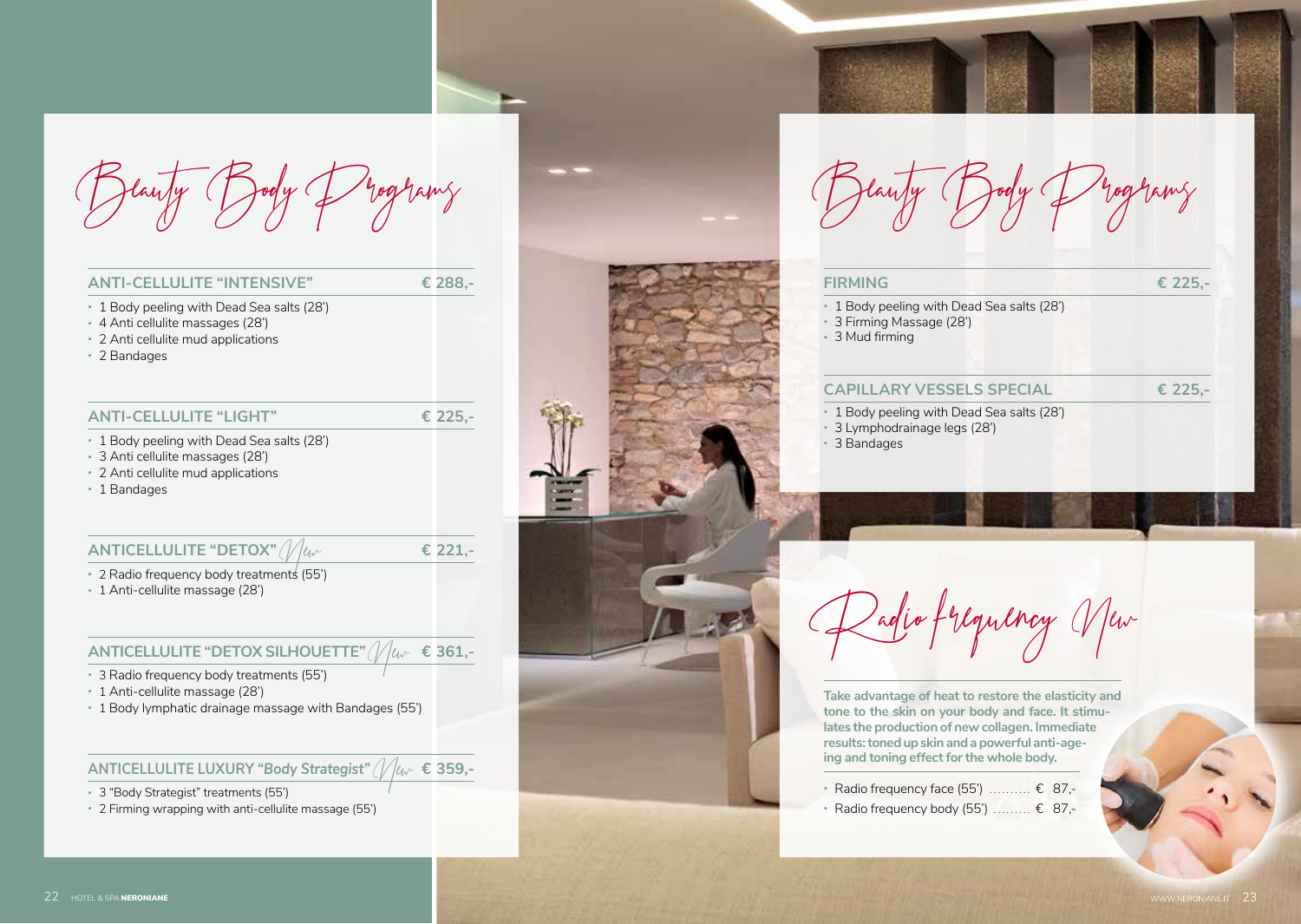# Beauty Body Programs

## ANTI-CELLULITE "INTENSIVE" € 288,-

- 1 Body peeling with Dead Sea salts (28')
- 4 Anti cellulite massages (28')
- 2 Anti cellulite mud applications
- 2 Bandages

## ANTI-CELLULITE "LIGHT" € 225,-

- 1 Body peeling with Dead Sea salts (28')
- 3 Anti cellulite massages (28')
- 2 Anti cellulite mud applications
- 1 Bandages

## ANTICELLULITE "DETOX" *New* € 221,-

- 2 Radio frequency body treatments (55')
- 1 Anti-cellulite massage (28')

## ANTICELLULITE "DETOX SILHOUETTE" *New* € 361,-

- 3 Radio frequency body treatments (55')
- 1 Anti-cellulite massage (28')
- 1 Body lymphatic drainage massage with Bandages (55')

## ANTICELLULITE LUXURY "Body Strategist" *New* € 359,-

- 3 "Body Strategist" treatments (55')
- 2 Firming wrapping with anti-cellulite massage (55')

# Beauty Body Programs

## FIRMING € 225,-

- 1 Body peeling with Dead Sea salts (28')
- 3 Firming Massage (28')
- 3 Mud firming

## CAPILLARY VESSELS SPECIAL € 225,-

- 1 Body peeling with Dead Sea salts (28')
- 3 Lymphodrainage legs (28')
- 3 Bandages

# Radio frequency *New*

**Take advantage of heat to restore the elasticity and tone to the skin on your body and face. It stimulates the production of new collagen. Immediate results: toned up skin and a powerful anti-ageing and toning effect for the whole body.**

- Radio frequency face (55') .......... € 87,-
- Radio frequency body (55') ......... € 87,-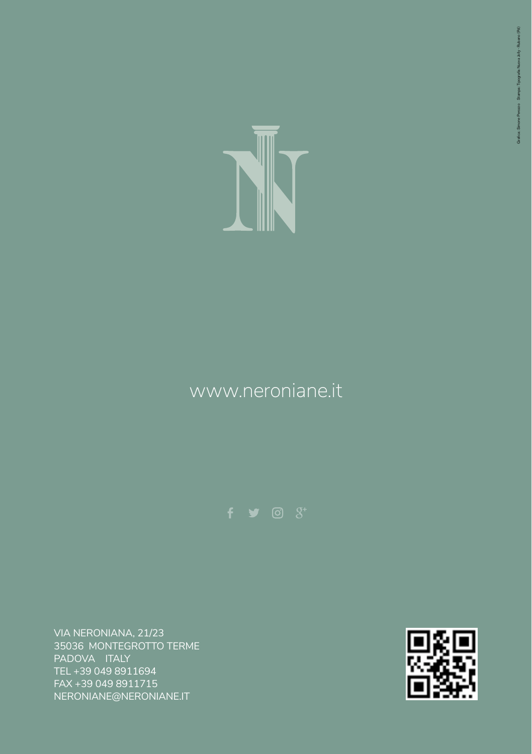Grafica: Simone Perozzo - Stampa: Tipografia Nuova Jolly - Rubano (Pd)

www.neroniane.it

VIA NERONIANA, 21/23
35036 MONTEGROTTO TERME
PADOVA ITALY
TEL +39 049 8911694
FAX +39 049 8911715
NERONIANE@NERONIANE.IT